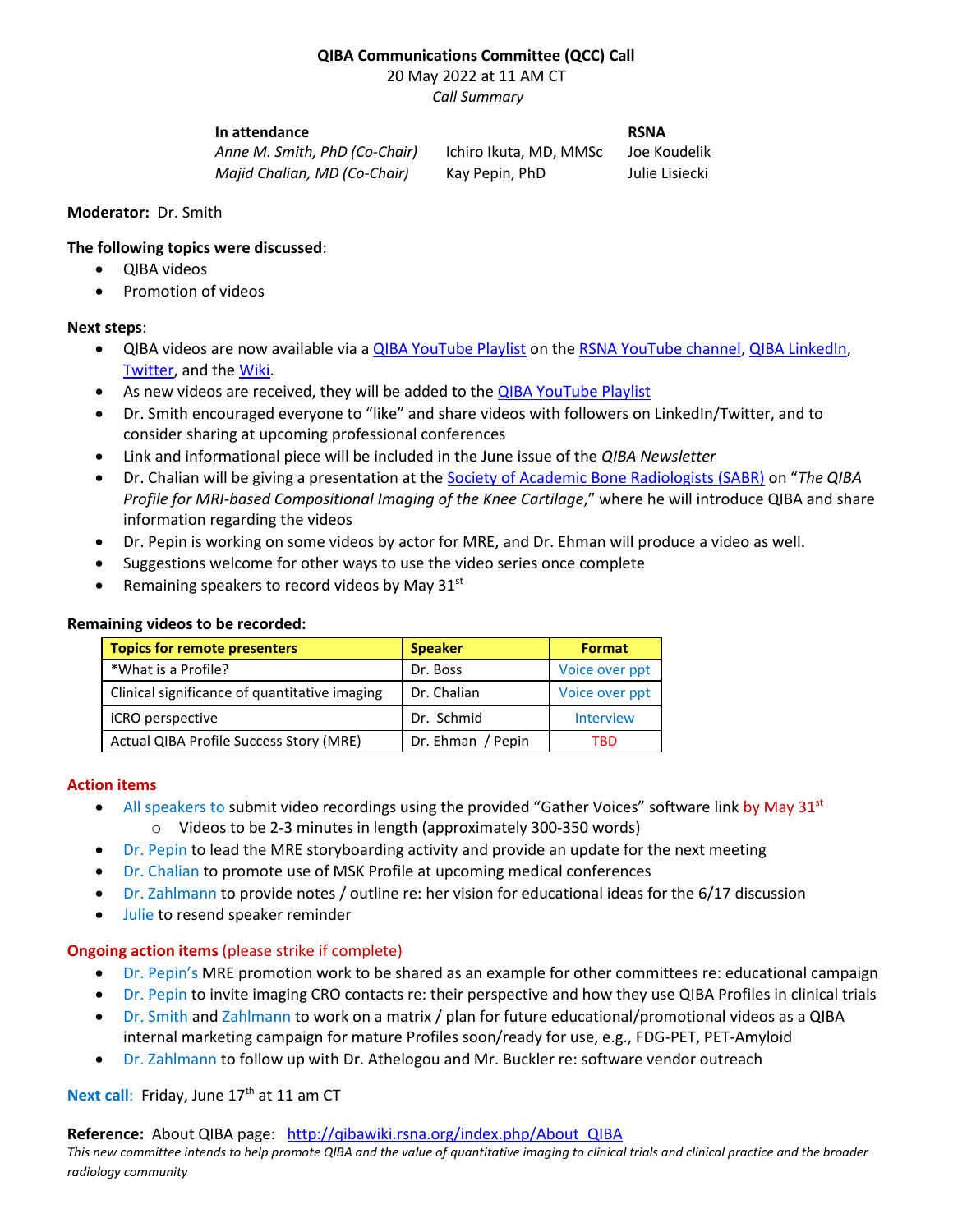# QIBA Communications Committee (QCC) Call

20 May 2022 at 11 AM CT

*Call Summary*

| In attendance | | RSNA |
|---|---|---|
| *Anne M. Smith, PhD (Co-Chair)* | Ichiro Ikuta, MD, MMSc | Joe Koudelik |
| *Majid Chalian, MD (Co-Chair)* | Kay Pepin, PhD | Julie Lisiecki |

**Moderator:** Dr. Smith

**The following topics were discussed**:

- QIBA videos
- Promotion of videos

**Next steps**:

- QIBA videos are now available via a QIBA YouTube Playlist on the RSNA YouTube channel, QIBA LinkedIn, Twitter, and the Wiki.
- As new videos are received, they will be added to the QIBA YouTube Playlist
- Dr. Smith encouraged everyone to "like" and share videos with followers on LinkedIn/Twitter, and to consider sharing at upcoming professional conferences
- Link and informational piece will be included in the June issue of the *QIBA Newsletter*
- Dr. Chalian will be giving a presentation at the Society of Academic Bone Radiologists (SABR) on "*The QIBA Profile for MRI-based Compositional Imaging of the Knee Cartilage*," where he will introduce QIBA and share information regarding the videos
- Dr. Pepin is working on some videos by actor for MRE, and Dr. Ehman will produce a video as well.
- Suggestions welcome for other ways to use the video series once complete
- Remaining speakers to record videos by May 31st

**Remaining videos to be recorded:**

| Topics for remote presenters | Speaker | Format |
|---|---|---|
| *What is a Profile? | Dr. Boss | Voice over ppt |
| Clinical significance of quantitative imaging | Dr. Chalian | Voice over ppt |
| iCRO perspective | Dr. Schmid | Interview |
| Actual QIBA Profile Success Story (MRE) | Dr. Ehman / Pepin | TBD |

**Action items**

- All speakers to submit video recordings using the provided "Gather Voices" software link by May 31st
  - Videos to be 2-3 minutes in length (approximately 300-350 words)
- Dr. Pepin to lead the MRE storyboarding activity and provide an update for the next meeting
- Dr. Chalian to promote use of MSK Profile at upcoming medical conferences
- Dr. Zahlmann to provide notes / outline re: her vision for educational ideas for the 6/17 discussion
- Julie to resend speaker reminder

**Ongoing action items** (please strike if complete)

- Dr. Pepin's MRE promotion work to be shared as an example for other committees re: educational campaign
- Dr. Pepin to invite imaging CRO contacts re: their perspective and how they use QIBA Profiles in clinical trials
- Dr. Smith and Zahlmann to work on a matrix / plan for future educational/promotional videos as a QIBA internal marketing campaign for mature Profiles soon/ready for use, e.g., FDG-PET, PET-Amyloid
- Dr. Zahlmann to follow up with Dr. Athelogou and Mr. Buckler re: software vendor outreach

**Next call**: Friday, June 17th at 11 am CT

**Reference:** About QIBA page: http://qibawiki.rsna.org/index.php/About_QIBA

*This new committee intends to help promote QIBA and the value of quantitative imaging to clinical trials and clinical practice and the broader radiology community*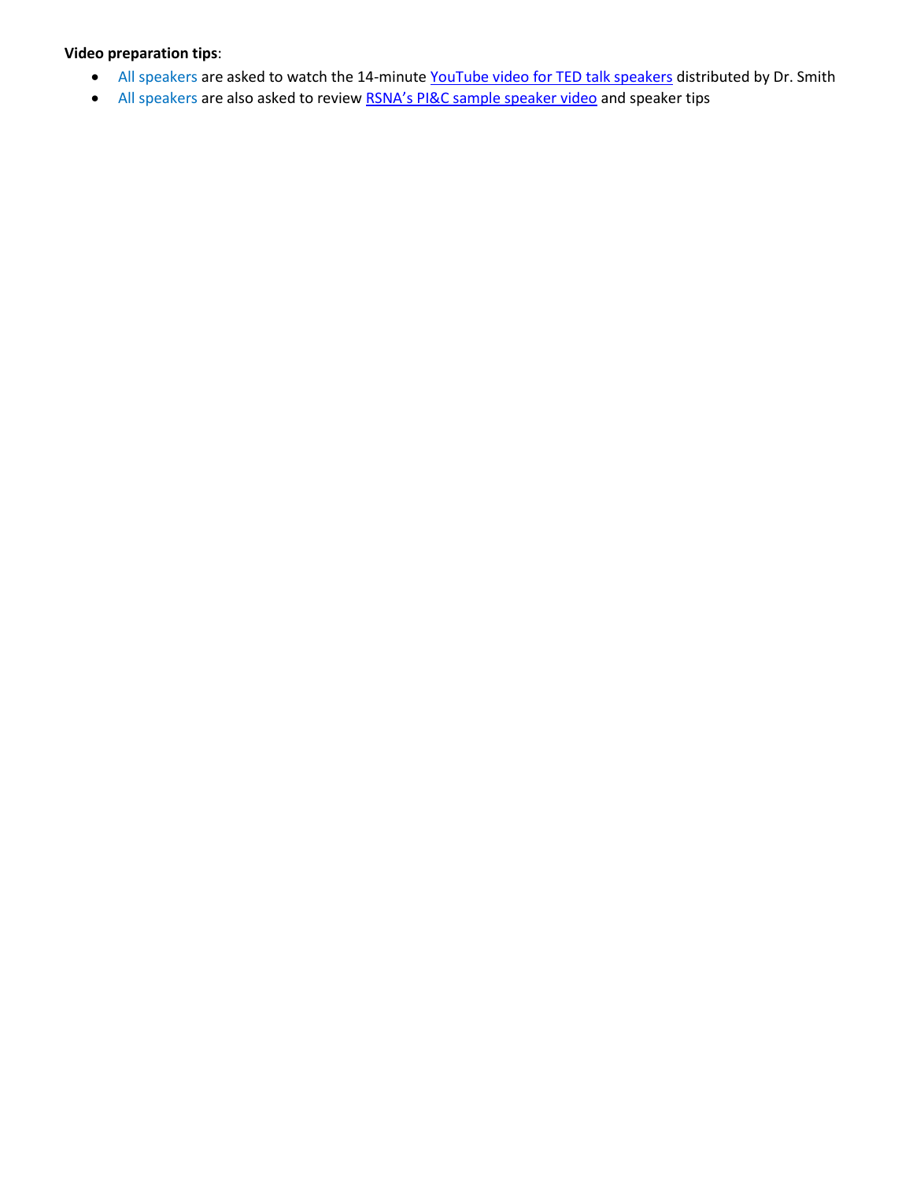**Video preparation tips**:

- All speakers are asked to watch the 14-minute YouTube video for TED talk speakers distributed by Dr. Smith
- All speakers are also asked to review RSNA's PI&C sample speaker video and speaker tips